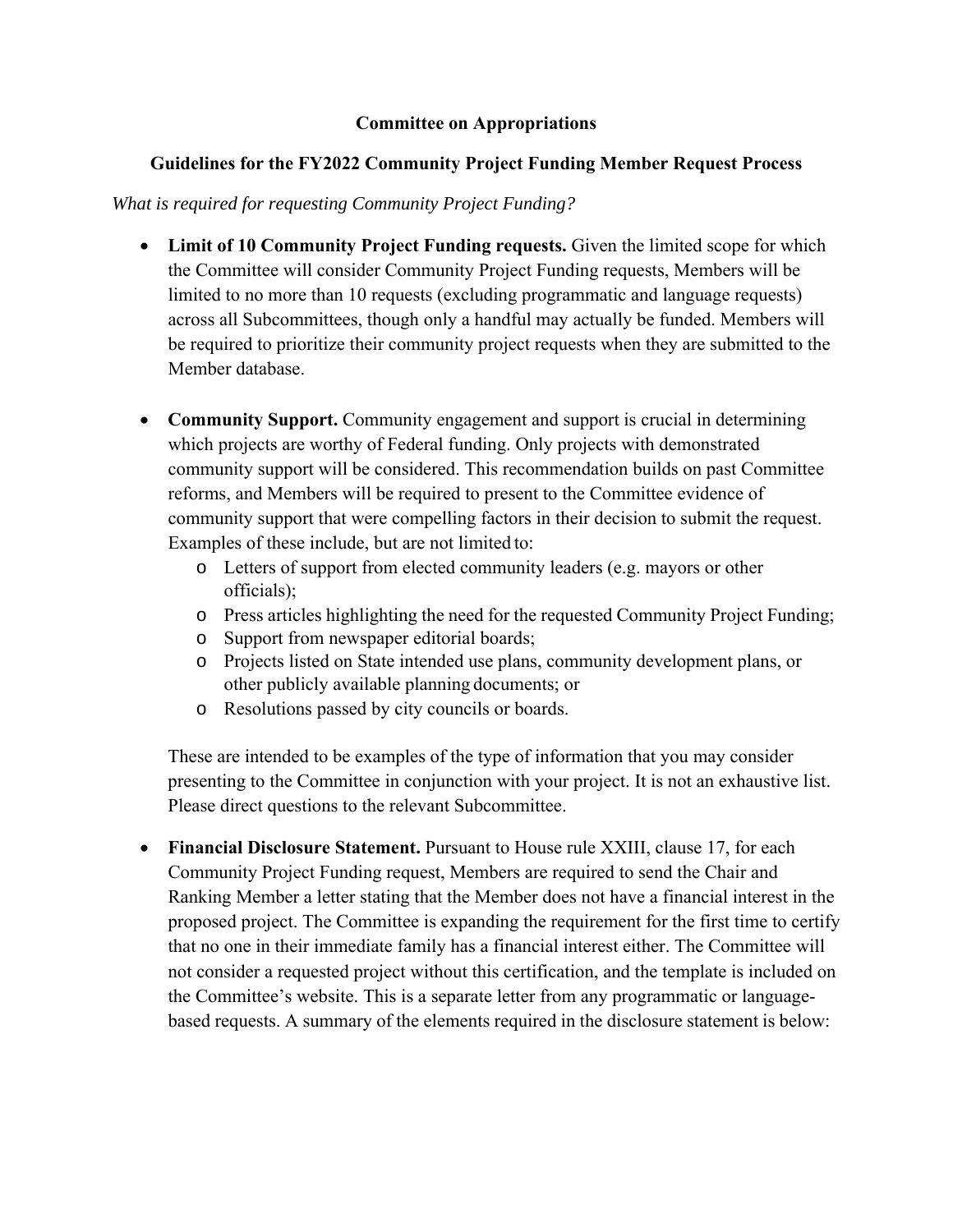# Committee on Appropriations

## Guidelines for the FY2022 Community Project Funding Member Request Process

*What is required for requesting Community Project Funding?*

- **Limit of 10 Community Project Funding requests.** Given the limited scope for which the Committee will consider Community Project Funding requests, Members will be limited to no more than 10 requests (excluding programmatic and language requests) across all Subcommittees, though only a handful may actually be funded. Members will be required to prioritize their community project requests when they are submitted to the Member database.

- **Community Support.** Community engagement and support is crucial in determining which projects are worthy of Federal funding. Only projects with demonstrated community support will be considered. This recommendation builds on past Committee reforms, and Members will be required to present to the Committee evidence of community support that were compelling factors in their decision to submit the request. Examples of these include, but are not limited to:
  - Letters of support from elected community leaders (e.g. mayors or other officials);
  - Press articles highlighting the need for the requested Community Project Funding;
  - Support from newspaper editorial boards;
  - Projects listed on State intended use plans, community development plans, or other publicly available planning documents; or
  - Resolutions passed by city councils or boards.

  These are intended to be examples of the type of information that you may consider presenting to the Committee in conjunction with your project. It is not an exhaustive list. Please direct questions to the relevant Subcommittee.

- **Financial Disclosure Statement.** Pursuant to House rule XXIII, clause 17, for each Community Project Funding request, Members are required to send the Chair and Ranking Member a letter stating that the Member does not have a financial interest in the proposed project. The Committee is expanding the requirement for the first time to certify that no one in their immediate family has a financial interest either. The Committee will not consider a requested project without this certification, and the template is included on the Committee's website. This is a separate letter from any programmatic or language-based requests. A summary of the elements required in the disclosure statement is below: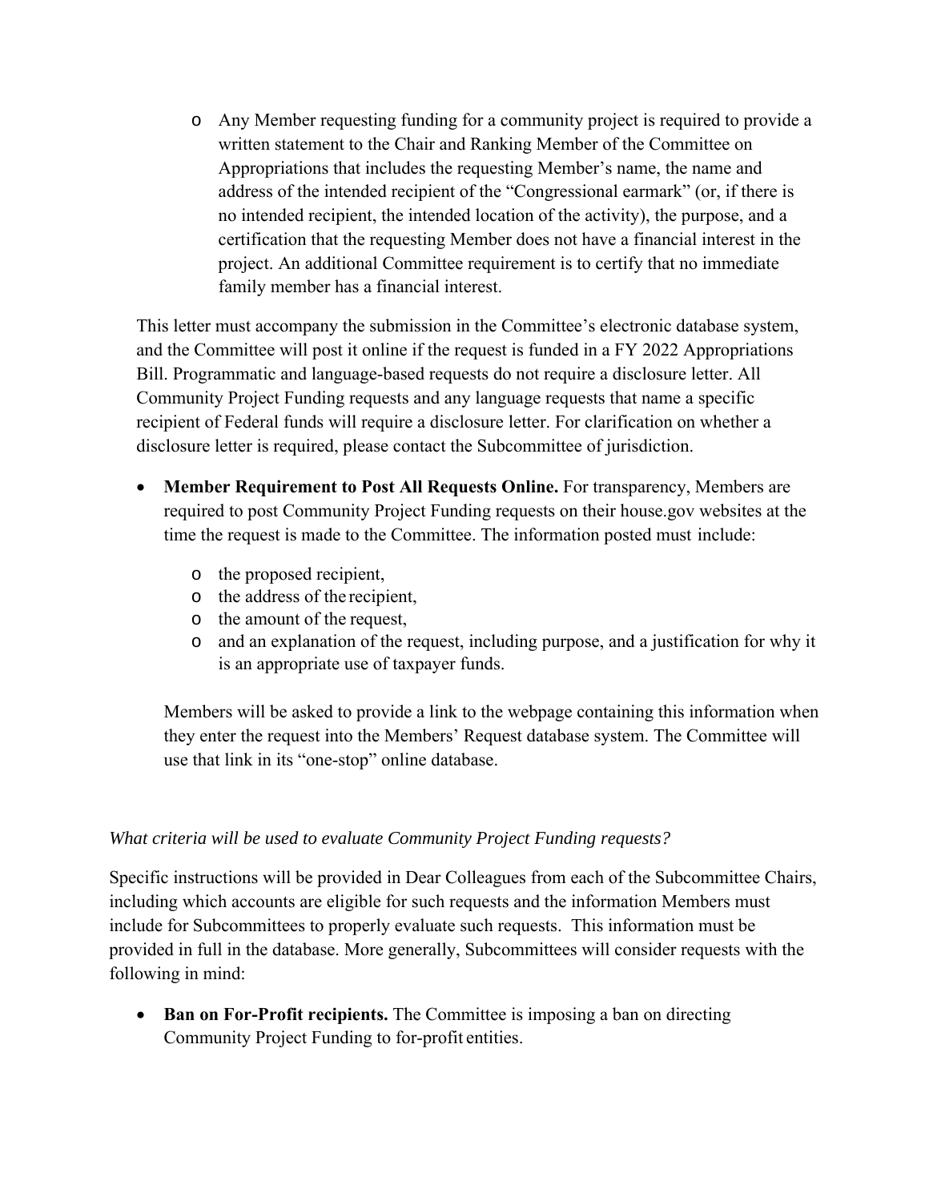- Any Member requesting funding for a community project is required to provide a written statement to the Chair and Ranking Member of the Committee on Appropriations that includes the requesting Member's name, the name and address of the intended recipient of the "Congressional earmark" (or, if there is no intended recipient, the intended location of the activity), the purpose, and a certification that the requesting Member does not have a financial interest in the project. An additional Committee requirement is to certify that no immediate family member has a financial interest.

  This letter must accompany the submission in the Committee's electronic database system, and the Committee will post it online if the request is funded in a FY 2022 Appropriations Bill. Programmatic and language-based requests do not require a disclosure letter. All Community Project Funding requests and any language requests that name a specific recipient of Federal funds will require a disclosure letter. For clarification on whether a disclosure letter is required, please contact the Subcommittee of jurisdiction.

- **Member Requirement to Post All Requests Online.** For transparency, Members are required to post Community Project Funding requests on their house.gov websites at the time the request is made to the Committee. The information posted must include:
  - the proposed recipient,
  - the address of the recipient,
  - the amount of the request,
  - and an explanation of the request, including purpose, and a justification for why it is an appropriate use of taxpayer funds.

  Members will be asked to provide a link to the webpage containing this information when they enter the request into the Members' Request database system. The Committee will use that link in its "one-stop" online database.

*What criteria will be used to evaluate Community Project Funding requests?*

Specific instructions will be provided in Dear Colleagues from each of the Subcommittee Chairs, including which accounts are eligible for such requests and the information Members must include for Subcommittees to properly evaluate such requests. This information must be provided in full in the database. More generally, Subcommittees will consider requests with the following in mind:

- **Ban on For-Profit recipients.** The Committee is imposing a ban on directing Community Project Funding to for-profit entities.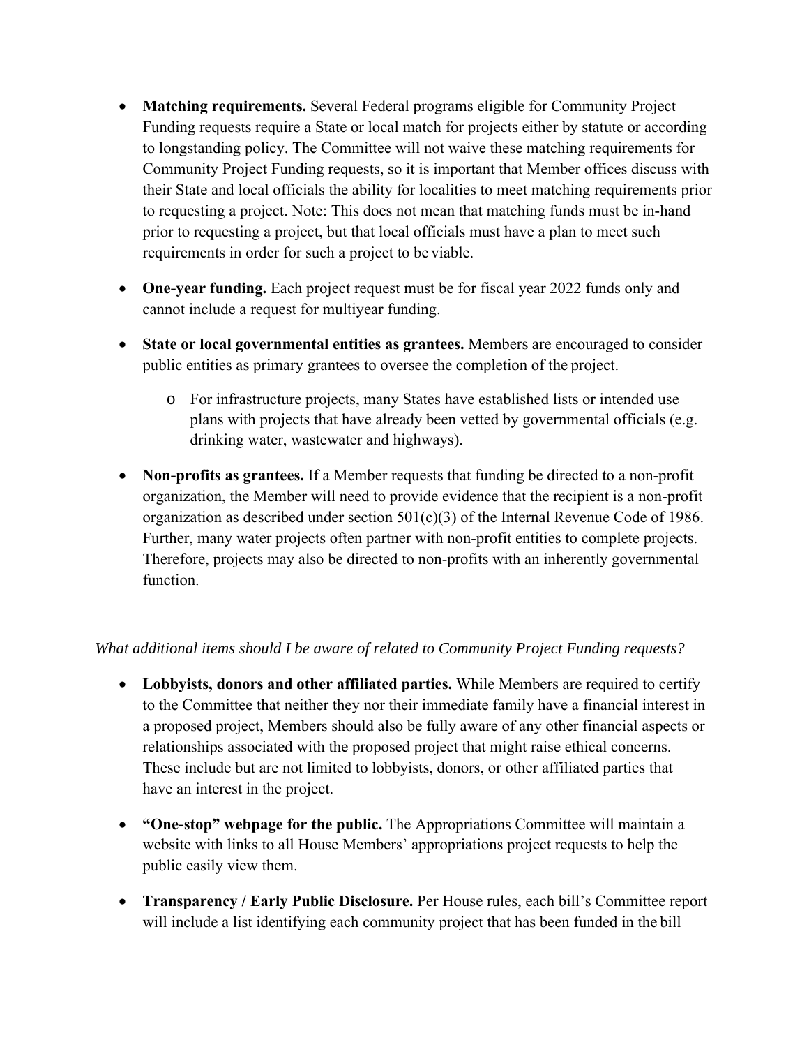- **Matching requirements.** Several Federal programs eligible for Community Project Funding requests require a State or local match for projects either by statute or according to longstanding policy. The Committee will not waive these matching requirements for Community Project Funding requests, so it is important that Member offices discuss with their State and local officials the ability for localities to meet matching requirements prior to requesting a project. Note: This does not mean that matching funds must be in-hand prior to requesting a project, but that local officials must have a plan to meet such requirements in order for such a project to be viable.

- **One-year funding.** Each project request must be for fiscal year 2022 funds only and cannot include a request for multiyear funding.

- **State or local governmental entities as grantees.** Members are encouraged to consider public entities as primary grantees to oversee the completion of the project.
  - For infrastructure projects, many States have established lists or intended use plans with projects that have already been vetted by governmental officials (e.g. drinking water, wastewater and highways).

- **Non-profits as grantees.** If a Member requests that funding be directed to a non-profit organization, the Member will need to provide evidence that the recipient is a non-profit organization as described under section 501(c)(3) of the Internal Revenue Code of 1986. Further, many water projects often partner with non-profit entities to complete projects. Therefore, projects may also be directed to non-profits with an inherently governmental function.

*What additional items should I be aware of related to Community Project Funding requests?*

- **Lobbyists, donors and other affiliated parties.** While Members are required to certify to the Committee that neither they nor their immediate family have a financial interest in a proposed project, Members should also be fully aware of any other financial aspects or relationships associated with the proposed project that might raise ethical concerns. These include but are not limited to lobbyists, donors, or other affiliated parties that have an interest in the project.

- **"One-stop" webpage for the public.** The Appropriations Committee will maintain a website with links to all House Members' appropriations project requests to help the public easily view them.

- **Transparency / Early Public Disclosure.** Per House rules, each bill's Committee report will include a list identifying each community project that has been funded in the bill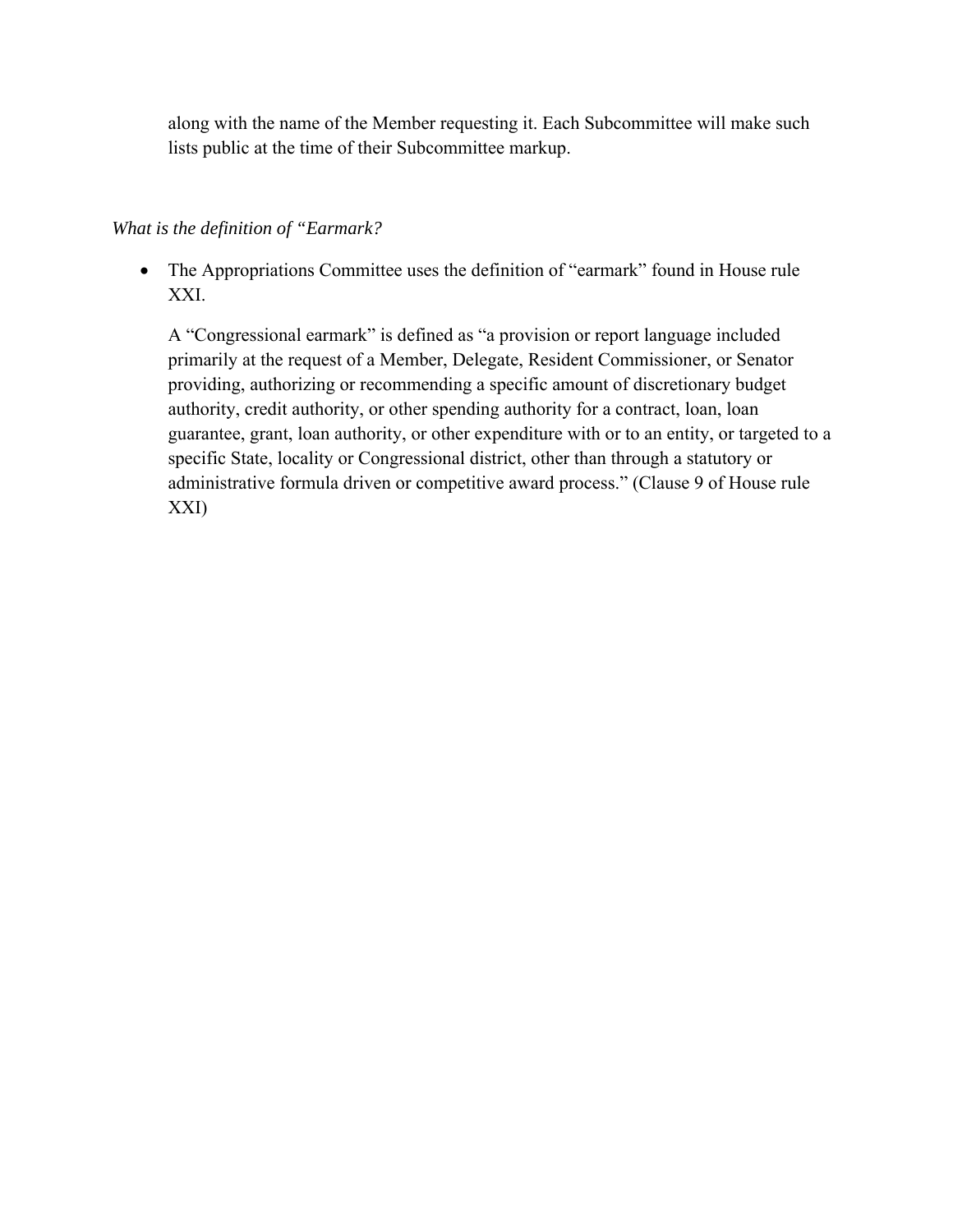along with the name of the Member requesting it. Each Subcommittee will make such lists public at the time of their Subcommittee markup.

*What is the definition of "Earmark?*

- The Appropriations Committee uses the definition of "earmark" found in House rule XXI.

  A "Congressional earmark" is defined as "a provision or report language included primarily at the request of a Member, Delegate, Resident Commissioner, or Senator providing, authorizing or recommending a specific amount of discretionary budget authority, credit authority, or other spending authority for a contract, loan, loan guarantee, grant, loan authority, or other expenditure with or to an entity, or targeted to a specific State, locality or Congressional district, other than through a statutory or administrative formula driven or competitive award process." (Clause 9 of House rule XXI)